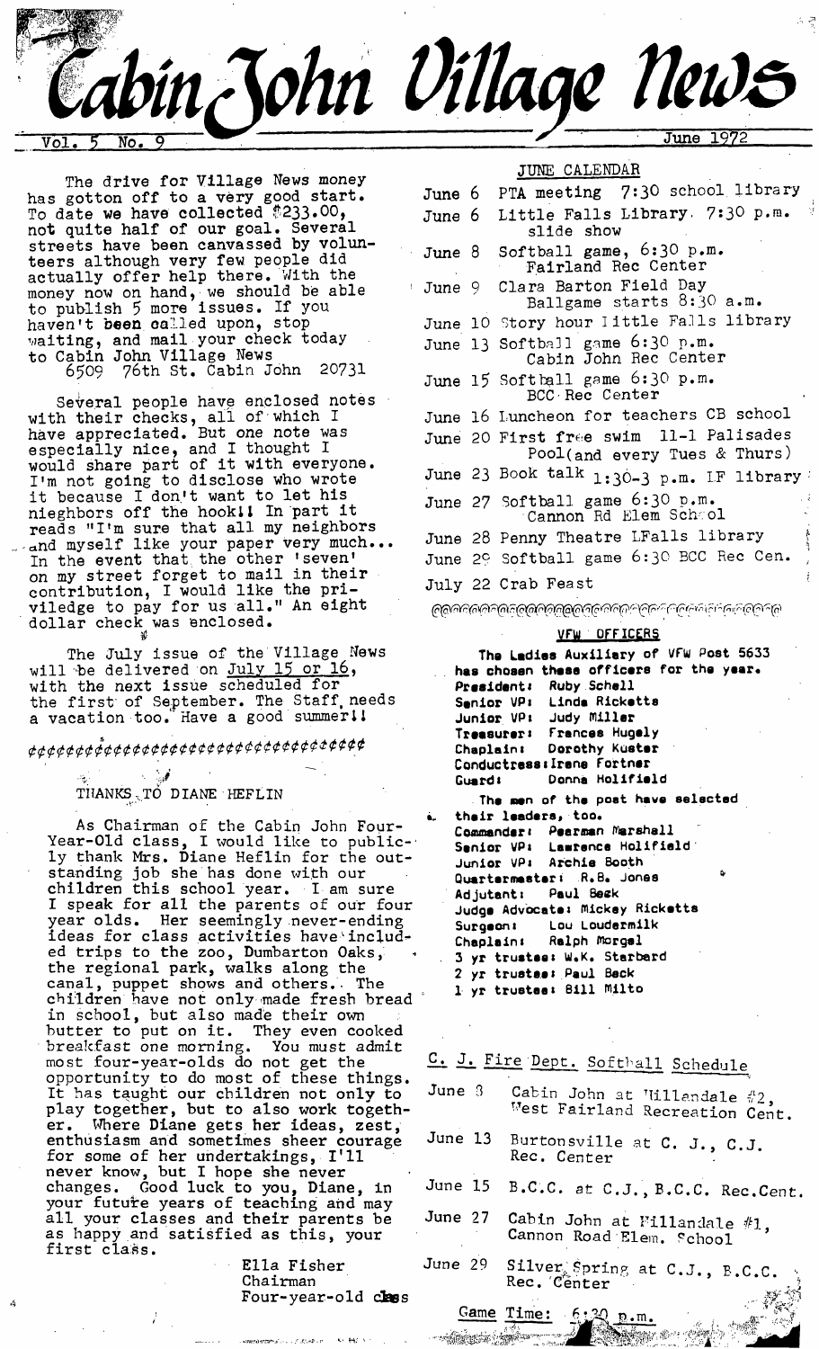# Cabin John Village News

Vol. 5 No. 9 — June 1972

The drive for Village News money has gotton off to a very good start. To date we have collected $233.00, not quite half of our goal. Several streets have been canvassed by volunteers although very few people did actually offer help there. With the money now on hand, we should be able to publish 5 more issues. If you haven't been called upon, stop waiting, and mail your check today to Cabin John Village News
6509 76th St. Cabin John 20731

Several people have enclosed notes with their checks, all of which I have appreciated. But one note was especially nice, and I thought I would share part of it with everyone. I'm not going to disclose who wrote it because I don't want to let his nieghbors off the hook!! In part it reads "I'm sure that all my neighbors and myself like your paper very much... In the event that the other 'seven' on my street forget to mail in their contribution, I would like the privledge to pay for us all." An eight dollar check was enclosed.

The July issue of the Village News will be delivered on July 15 or 16, with the next issue scheduled for the first of September. The Staff needs a vacation too. Have a good summer!!

¢¢¢¢¢¢¢¢¢¢¢¢¢¢¢¢¢¢¢¢¢¢¢¢¢¢¢¢¢¢¢¢¢¢

## THANKS TO DIANE HEFLIN

As Chairman of the Cabin John Four-Year-Old class, I would like to publicly thank Mrs. Diane Heflin for the outstanding job she has done with our children this school year. I am sure I speak for all the parents of our four year olds. Her seemingly never-ending ideas for class activities have included trips to the zoo, Dumbarton Oaks, the regional park, walks along the canal, puppet shows and others. The children have not only made fresh bread in school, but also made their own butter to put on it. They even cooked breakfast one morning. You must admit most four-year-olds do not get the opportunity to do most of these things. It has taught our children not only to play together, but to also work together. Where Diane gets her ideas, zest, enthusiasm and sometimes sheer courage for some of her undertakings, I'll never know, but I hope she never changes. Good luck to you, Diane, in your future years of teaching and may all your classes and their parents be as happy and satisfied as this, your first class.

Ella Fisher
Chairman
Four-year-old class

## JUNE CALENDAR

- June 6 PTA meeting 7:30 school library
- June 6 Little Falls Library 7:30 p.m. slide show
- June 8 Softball game, 6:30 p.m. Fairland Rec Center
- June 9 Clara Barton Field Day Ballgame starts 8:30 a.m.
- June 10 Story hour Little Falls library
- June 13 Softball game 6:30 p.m. Cabin John Rec Center
- June 15 Softball game 6:30 p.m. BCC Rec Center
- June 16 Luncheon for teachers CB school
- June 20 First free swim 11-1 Palisades Pool(and every Tues & Thurs)
- June 23 Book talk 1:30-3 p.m. LF library
- June 27 Softball game 6:30 p.m. Cannon Rd Elem School
- June 28 Penny Theatre LFalls library
- June 29 Softball game 6:30 BCC Rec Cen.
- July 22 Crab Feast

@@@@@@@@@@@@@@@@@@@@@@@@@@@@@@@@

## VFW OFFICERS

The Ladies Auxiliary of VFW Post 5633 has chosen these officers for the year.

- President: Ruby Schell
- Senior VP: Linda Ricketts
- Junior VP: Judy Miller
- Treasurer: Frances Hugely
- Chaplain: Dorothy Kuster
- Conductress: Irene Fortner
- Guard: Donna Holifield

The men of the post have selected their leaders, too.

- Commander: Pearman Marshall
- Senior VP: Lawrence Holifield
- Junior VP: Archie Booth
- Quartermaster: R.B. Jones
- Adjutant: Paul Beck
- Judge Advocate: Mickey Ricketts
- Surgeon: Lou Loudermilk
- Chaplain: Ralph Morgal
- 3 yr trustee: W.K. Starbard
- 2 yr trustee: Paul Beck
- 1 yr trustee: Bill Milto

## C. J. Fire Dept. Softball Schedule

- June 8 Cabin John at Hillandale #2, West Fairland Recreation Cent.
- June 13 Burtonsville at C. J., C.J. Rec. Center
- June 15 B.C.C. at C.J., B.C.C. Rec.Cent.
- June 27 Cabin John at Hillandale #1, Cannon Road Elem. School
- June 29 Silver Spring at C.J., B.C.C. Rec. Center

Game Time: 6:30 p.m.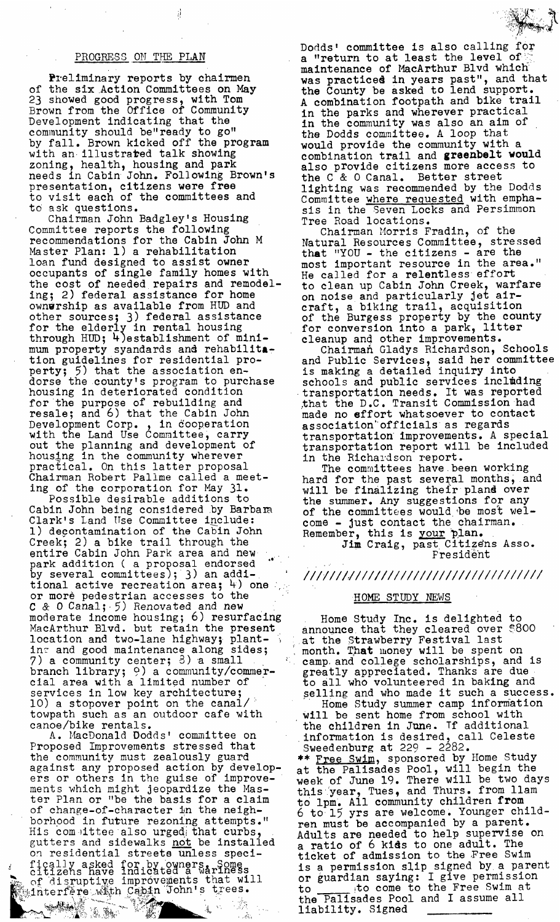## PROGRESS ON THE PLAN

Preliminary reports by chairmen of the six Action Committees on May 23 showed good progress, with Tom Brown from the Office of Community Development indicating that the community should be "ready to go" by fall. Brown kicked off the program with an illustrated talk showing zoning, health, housing and park needs in Cabin John. Following Brown's presentation, citizens were free to visit each of the committees and to ask questions.

Chairman John Badgley's Housing Committee reports the following recommendations for the Cabin John M Master Plan: 1) a rehabilitation loan fund designed to assist owner occupants of single family homes with the cost of needed repairs and remodeling; 2) federal assistance for home ownership as available from HUD and other sources; 3) federal assistance for the elderly in rental housing through HUD; 4) establishment of minimum property syandards and rehabilitation guidelines for residential property; 5) that the association endorse the county's program to purchase housing in deteriorated condition for the purpose of rebuilding and resale; and 6) that the Cabin John Development Corp. , in cooperation with the Land Use Committee, carry out the planning and development of housing in the community wherever practical. On this latter proposal Chairman Robert Pallme called a meeting of the corporation for May 31.

Possible desirable additions to Cabin John being considered by Barbara Clark's Land Use Committee include: 1) decontamination of the Cabin John Creek; 2) a bike trail through the entire Cabin John Park area and new park addition ( a proposal endorsed by several committees); 3) an additional active recreation area; 4) one or more pedestrian accesses to the C & O Canal; 5) Renovated and new moderate income housing; 6) resurfacing MacArthur Blvd. but retain the present location and two-lane highway; planting and good maintenance along sides; 7) a community center; 8) a small branch library; 9) a community/commercial area with a limited number of services in low key architecture; 10) a stopover point on the canal/towpath such as an outdoor cafe with canoe/bike rentals.

A. MacDonald Dodds' committee on Proposed Improvements stressed that the community must zealously guard against any proposed action by developers or others in the guise of improvements which might jeopardize the Master Plan or "be the basis for a claim of change-of-character in the neighborhood in future rezoning attempts." His committee also urged that curbs, gutters and sidewalks not be installed on residential streets unless specifically asked for by owners. Some citizens have indicated a wariness of disruptive improvements that will interfere with Cabin John's trees.

Dodds' committee is also calling for a "return to at least the level of maintenance of MacArthur Blvd which was practiced in years past", and that the County be asked to lend support. A combination footpath and bike trail in the parks and wherever practical in the community was also an aim of the Dodds committee. A loop that would provide the community with a combination trail and **greenbelt would** also provide citizens more access to the C & O Canal. Better street lighting was recommended by the Dodds Committee where requested with emphasis in the Seven Locks and Persimmon Tree Road locations.

Chairman Morris Fradin, of the Natural Resources Committee, stressed that "YOU - the citizens - are the most important resource in the area." He called for a relentless effort to clean up Cabin John Creek, warfare on noise and particularly jet aircraft, a biking trail, acquisition of the Burgess property by the county for conversion into a park, litter cleanup and other improvements.

Chairman Gladys Richardson, Schools and Public Services, said her committee is making a detailed inquiry into schools and public services including transportation needs. It was reported that the D.C. Transit Commission had made no effort whatsoever to contact association officials as regards transportation improvements. A special transportation report will be included in the Richardson report.

The committees have been working hard for the past several months, and will be finalizing their plans over the summer. Any suggestions for any of the committees would be most welcome - just contact the chairman. Remember, this is your plan.

Jim Craig, past Citizens Asso. President

///////////////////////////////////

## HOME STUDY NEWS

Home Study Inc. is delighted to announce that they cleared over $800 at the Strawberry Festival last month. That money will be spent on camp and college scholarships, and is greatly appreciated. Thanks are due to all who volunteered in baking and selling and who made it such a success.

Home Study summer camp information will be sent home from school with the children in June. If additional information is desired, call Celeste Sweedenburg at 229 - 2282.

** Free Swim, sponsored by Home Study at the Palisades Pool, will begin the week of June 19. There will be two days this year, Tues, and Thurs. from 11am to 1pm. All community children from 6 to 15 yrs are welcome. Younger children must be accompanied by a parent. Adults are needed to help supervise on a ratio of 6 kids to one adult. The ticket of admission to the Free Swim is a permission slip signed by a parent or guardian saying: I give permission to _____ to come to the Free Swim at the Palisades Pool and I assume all liability. Signed _______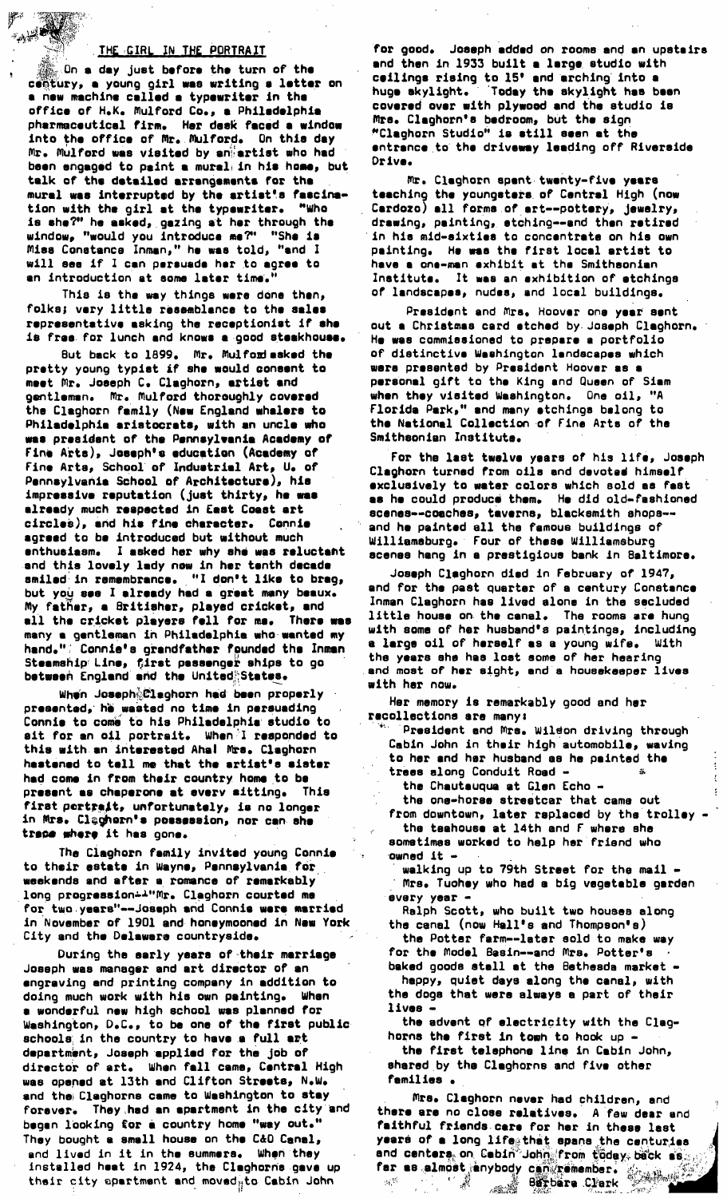## THE GIRL IN THE PORTRAIT

On a day just before the turn of the century, a young girl was writing a letter on a new machine called a typewriter in the office of H.K. Mulford Co., a Philadelphia pharmaceutical firm. Her desk faced a window into the office of Mr. Mulford. On this day Mr. Mulford was visited by an artist who had been engaged to paint a mural in his home, but talk of the detailed arrangements for the mural was interrupted by the artist's fascination with the girl at the typewriter. "Who is she?" he asked, gazing at her through the window, "would you introduce me?" "She is Miss Constance Inman," he was told, "and I will see if I can persuade her to agree to an introduction at some later time."

This is the way things were done then, folks; very little resemblance to the sales representative asking the receptionist if she is free for lunch and knows a good steakhouse.

But back to 1899. Mr. Mulford asked the pretty young typist if she would consent to meet Mr. Joseph C. Claghorn, artist and gentleman. Mr. Mulford thoroughly covered the Claghorn family (New England whalers to Philadelphia aristocrats, with an uncle who was president of the Pennsylvania Academy of Fine Arts), Joseph's education (Academy of Fine Arts, School of Industrial Art, U. of Pennsylvania School of Architecture), his impressive reputation (just thirty, he was already much respected in East Coast art circles), and his fine character. Connie agreed to be introduced but without much enthusiasm. I asked her why she was reluctant and this lovely lady now in her tenth decade smiled in remembrance. "I don't like to brag, but you see I already had a great many beaux. My father, a Britisher, played cricket, and all the cricket players fell for me. There was many a gentleman in Philadelphia who wanted my hand." Connie's grandfather founded the Inman Steamship Line, first passenger ships to go between England and the United States.

When Joseph Claghorn had been properly presented, he wasted no time in persuading Connie to come to his Philadelphia studio to sit for an oil portrait. When I responded to this with an interested Aha! Mrs. Claghorn hastened to tell me that the artist's sister had come in from their country home to be present as chaperone at every sitting. This first portrait, unfortunately, is no longer in Mrs. Claghorn's possession, nor can she trace where it has gone.

The Claghorn family invited young Connie to their estate in Wayne, Pennsylvania for weekends and after a romance of remarkably long progression--"Mr. Claghorn courted me for two years"--Joseph and Connie were married in November of 1901 and honeymooned in New York City and the Delaware countryside.

During the early years of their marriage Joseph was manager and art director of an engraving and printing company in addition to doing much work with his own painting. When a wonderful new high school was planned for Washington, D.C., to be one of the first public schools in the country to have a full art department, Joseph applied for the job of director of art. When fall came, Central High was opened at 13th and Clifton Streets, N.W. and the Claghorns came to Washington to stay forever. They had an apartment in the city and began looking for a country home "way out." They bought a small house on the C&O Canal, and lived in it in the summers. When they installed heat in 1924, the Claghorns gave up their city apartment and moved to Cabin John for good. Joseph added on rooms and an upstairs and then in 1933 built a large studio with ceilings rising to 15' and arching into a huge skylight. Today the skylight has been covered over with plywood and the studio is Mrs. Claghorn's bedroom, but the sign "Claghorn Studio" is still seen at the entrance to the driveway leading off Riverside Drive.

Mr. Claghorn spent twenty-five years teaching the youngsters of Central High (now Cardozo) all forms of art--pottery, jewelry, drawing, painting, etching--and then retired in his mid-sixties to concentrate on his own painting. He was the first local artist to have a one-man exhibit at the Smithsonian Institute. It was an exhibition of etchings of landscapes, nudes, and local buildings.

President and Mrs. Hoover one year sent out a Christmas card etched by Joseph Claghorn. He was commissioned to prepare a portfolio of distinctive Washington landscapes which were presented by President Hoover as a personal gift to the King and Queen of Siam when they visited Washington. One oil, "A Florida Park," and many etchings belong to the National Collection of Fine Arts of the Smithsonian Institution.

For the last twelve years of his life, Joseph Claghorn turned from oils and devoted himself exclusively to water colors which sold as fast as he could produce them. He did old-fashioned scenes--coaches, taverns, blacksmith shops--and he painted all the famous buildings of Williamsburg. Four of these Williamsburg scenes hang in a prestigious bank in Baltimore.

Joseph Claghorn died in February of 1947, and for the past quarter of a century Constance Inman Claghorn has lived alone in the secluded little house on the canal. The rooms are hung with some of her husband's paintings, including a large oil of herself as a young wife. With the years she has lost some of her hearing and most of her sight, and a housekeeper lives with her now.

Her memory is remarkably good and her recollections are many:

President and Mrs. Wilson driving through Cabin John in their high automobile, waving to her and her husband as he painted the trees along Conduit Road -

the Chautauqua at Glen Echo -

the one-horse streetcar that came out from downtown, later replaced by the trolley -

the teahouse at 14th and F where she sometimes worked to help her friend who owned it -

walking up to 79th Street for the mail -

Mrs. Tuohey who had a big vegetable garden every year -

Ralph Scott, who built two houses along the canal (now Hall's and Thompson's)

the Potter farm--later sold to make way for the Model Basin--and Mrs. Potter's baked goods stall at the Bethesda market -

happy, quiet days along the canal, with the dogs that were always a part of their lives -

the advent of electricity with the Claghorns the first in town to hook up -

the first telephone line in Cabin John, shared by the Claghorns and five other families.

Mrs. Claghorn never had children, and there are no close relatives. A few dear and faithful friends care for her in these last years of a long life that spans the centuries and centers on Cabin John from today back as far as almost anybody can remember.

Barbara Clark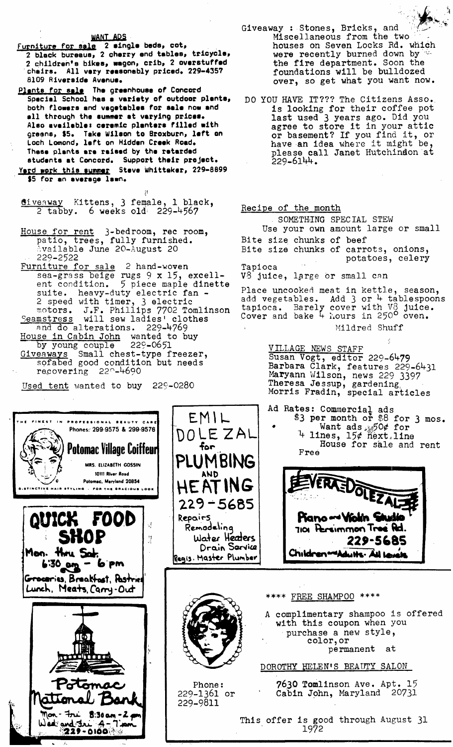## WANT ADS

**Furniture for sale** 2 single beds, cot, 2 black bureaus, 2 cherry end tables, tricycle, 2 children's bikes, wagon, crib, 2 overstuffed chairs. All very reasonably priced. 229-4357 8109 Riverside Avenue.

**Plants for sale** The greenhouse of Concord Special School has a variety of outdoor plants, both flowers and vegetables for sale now and all through the summer at varying prices. Also available: ceramic planters filled with greens, $5. Take Wilson to Broxburn, left on Loch Lomond, left on Hidden Creek Road. These plants are raised by the retarded students at Concord. Support their project.

**Yard work this summer** Steve Whittaker, 229-8899 $5 for an average lawn.

Giveaway Kittens, 3 female, 1 black, 2 tabby. 6 weeks old 229-4567

House for rent 3-bedroom, rec room, patio, trees, fully furnished. Available June 20-August 20 229-2522

Furniture for sale 2 hand-woven sea-grass beige rugs 9 x 15, excellent condition. 5 piece maple dinette suite. heavy-duty electric fan - 2 speed with timer, 3 electric motors. J.F. Phillips 7702 Tomlinson

Seamstress will sew ladies' clothes and do alterations. 229-4769

House in Cabin John wanted to buy by young couple 229-0651

Giveaways Small chest-type freezer, sofabed good condition but needs recovering 229-4690

Used tent wanted to buy 229-0280

Giveaway : Stones, Bricks, and Miscellaneous from the two houses on Seven Locks Rd. which were recently burned down by the fire department. Soon the foundations will be bulldozed over, so get what you want now.

DO YOU HAVE IT??? The Citizens Asso. is looking for their coffee pot last used 3 years ago. Did you agree to store it in your attic or basement? If you find it, or have an idea where it might be, please call Janet Hutchinson at 229-6144.

## Recipe of the month

SOMETHING SPECIAL STEW

Use your own amount large or small

Bite size chunks of beef
Bite size chunks of carrots, onions, potatoes, celery
Tapioca
V8 juice, large or small can

Place uncooked meat in kettle, season, add vegetables. Add 3 or 4 tablespoons tapioca. Barely cover with V8 juice. Cover and bake 4 hours in 250° oven.

Mildred Shuff

## VILLAGE NEWS STAFF

Susan Vogt, editor 229-6479
Barbara Clark, features 229-6431
Maryann Wilson, news 229 3397
Theresa Jessup, gardening
Morris Fradin, special articles

Ad Rates: Commercial ads $3 per month or $8 for 3 mos.
Want ads 50¢ for 4 lines, 15¢ next line
House for sale and rent Free

THE FINEST IN PROFESSIONAL BEAUTY CARE
Phones: 299-9575 & 299-9576
**Potomac Village Coiffeur**
MRS. ELIZABETH GOSSIN
10111 River Road
Potomac, Maryland 20854
DISTINCTIVE HAIR STYLING . FOR THE GRACIOUS LOOK

EMIL DOLEZAL for PLUMBING AND HEATING
229-5685
Repairs
Remodeling
Water Heaters
Drain Service
Regis. Master Plumber

EVERA DOLEZAL
Piano and Violin Studio
7101 Persimmon Tree Rd.
229-5685
Children and Adults · All levels

**QUICK FOOD SHOP**
Mon. thru Sat.
6:30 am - 6 pm
Groceries, Breakfast, Pastries
Lunch, Meats, Carry-Out

**Potomac National Bank**
Mon - Fri 8:30 am - 2 pm
Wed and Fri 4 - 7 pm
229-0100

**** FREE SHAMPOO ****

A complimentary shampoo is offered with this coupon when you purchase a new style, color, or permanent at

DOROTHY HELEN'S BEAUTY SALON

7630 Tomlinson Ave. Apt. 15
Cabin John, Maryland 20731

Phone:
229-1361 or
229-9811

This offer is good through August 31 1972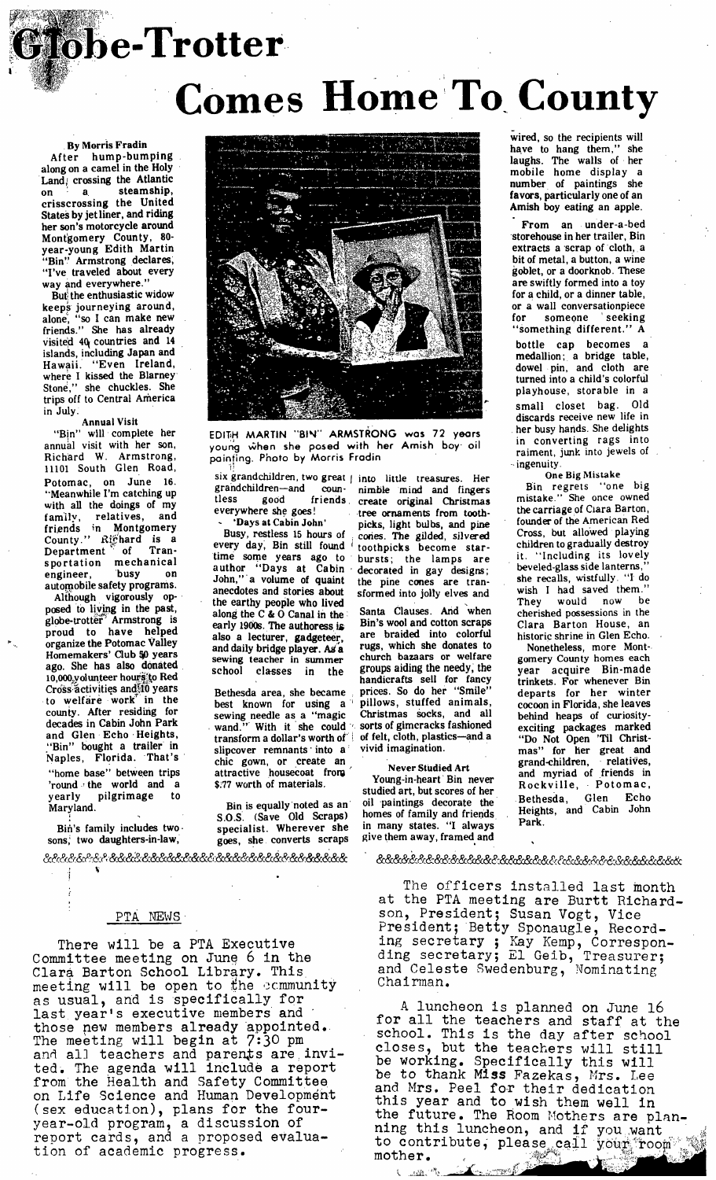# Globe-Trotter Comes Home To County

By Morris Fradin

After hump-bumping along on a camel in the Holy Land, crossing the Atlantic on a steamship, crisscrossing the United States by jet liner, and riding her son's motorcycle around Montgomery County, 80-year-young Edith Martin "Bin" Armstrong declares, "I've traveled about every way and everywhere."

But the enthusiastic widow keeps journeying around, alone, "so I can make new friends." She has already visited 40 countries and 14 islands, including Japan and Hawaii. "Even Ireland, where I kissed the Blarney Stone," she chuckles. She trips off to Central America in July.

### Annual Visit

"Bin" will complete her annual visit with her son, Richard W. Armstrong, 11101 South Glen Road, Potomac, on June 16. "Meanwhile I'm catching up with all the doings of my family, relatives, and friends in Montgomery County." Richard is a Department of Transportation mechanical engineer, busy on automobile safety programs.

Although vigorously opposed to living in the past, globe-trotter Armstrong is proud to have helped organize the Potomac Valley Homemakers' Club 50 years ago. She has also donated 10,000 volunteer hours to Red Cross activities and 10 years to welfare work in the county. After residing for decades in Cabin John Park and Glen Echo Heights, "Bin" bought a trailer in Naples, Florida. That's "home base" between trips 'round the world and a yearly pilgrimage to Maryland.

Bin's family includes two sons, two daughters-in-law, six grandchildren, two great grandchildren—and countless good friends everywhere she goes!

EDITH MARTIN "BIN" ARMSTRONG was 72 years young when she posed with her Amish boy oil painting. Photo by Morris Fradin

### 'Days at Cabin John'

Busy, restless 15 hours of every day, Bin still found time some years ago to author "Days at Cabin John," a volume of quaint anecdotes and stories about the earthy people who lived along the C & O Canal in the early 1900s. The authoress is also a lecturer, gadgeteer, and daily bridge player. As a sewing teacher in summer school classes in the Bethesda area, she became best known for using a sewing needle as a "magic wand." With it she could transform a dollar's worth of slipcover remnants into a chic gown, or create an attractive housecoat from $.77 worth of materials.

Bin is equally noted as an S.O.S. (Save Old Scraps) specialist. Wherever she goes, she converts scraps into little treasures. Her nimble mind and fingers create original Christmas tree ornaments from toothpicks, light bulbs, and pine cones. The gilded, silvered toothpicks become starbursts; the lamps are decorated in gay designs; the pine cones are transformed into jolly elves and Santa Clauses. And when Bin's wool and cotton scraps are braided into colorful rugs, which she donates to church bazaars or welfare groups aiding the needy, the handicrafts sell for fancy prices. So do her "Smile" pillows, stuffed animals, Christmas socks, and all sorts of gimcracks fashioned of felt, cloth, plastics—and a vivid imagination.

### Never Studied Art

Young-in-heart Bin never studied art, but scores of her oil paintings decorate the homes of family and friends in many states. "I always give them away, framed and wired, so the recipients will have to hang them," she laughs. The walls of her mobile home display a number of paintings she favors, particularly one of an Amish boy eating an apple.

From an under-a-bed storehouse in her trailer, Bin extracts a scrap of cloth, a bit of metal, a button, a wine goblet, or a doorknob. These are swiftly formed into a toy for a child, or a dinner table, or a wall conversationpiece for someone seeking "something different." A bottle cap becomes a medallion; a bridge table, dowel pin, and cloth are turned into a child's colorful playhouse, storable in a small closet bag. Old discards receive new life in her busy hands. She delights in converting rags into raiment, junk into jewels of ingenuity.

### One Big Mistake

Bin regrets "one big mistake." She once owned the carriage of Clara Barton, founder of the American Red Cross, but allowed playing children to gradually destroy it. "Including its lovely beveled-glass side lanterns," she recalls, wistfully. "I do wish I had saved them." They would now be cherished possessions in the Clara Barton House, an historic shrine in Glen Echo.

Nonetheless, more Montgomery County homes each year acquire Bin-made trinkets. For whenever Bin departs for her winter cocoon in Florida, she leaves behind heaps of curiosity-exciting packages marked "Do Not Open 'Til Christmas" for her great and grand-children, relatives, and myriad of friends in Rockville, Potomac, Bethesda, Glen Echo Heights, and Cabin John Park.

&&&&&&&&&&&&&&&&&&&&&&&&&&&&&&&&&&&&&&&&&&&&&&&&&&&&&&&&

## PTA NEWS

There will be a PTA Executive Committee meeting on June 6 in the Clara Barton School Library. This meeting will be open to the community as usual, and is specifically for last year's executive members and those new members already appointed. The meeting will begin at 7:30 pm and all teachers and parents are invited. The agenda will include a report from the Health and Safety Committee on Life Science and Human Development (sex education), plans for the four-year-old program, a discussion of report cards, and a proposed evaluation of academic progress.

The officers installed last month at the PTA meeting are Burtt Richardson, President; Susan Vogt, Vice President; Betty Sponaugle, Recording secretary ; Kay Kemp, Corresponding secretary; El Geib, Treasurer; and Celeste Swedenburg, Nominating Chairman.

A luncheon is planned on June 16 for all the teachers and staff at the school. This is the day after school closes, but the teachers will still be working. Specifically this will be to thank Miss Fazekas, Mrs. Lee and Mrs. Peel for their dedication this year and to wish them well in the future. The Room Mothers are planning this luncheon, and if you want to contribute, please call your room mother.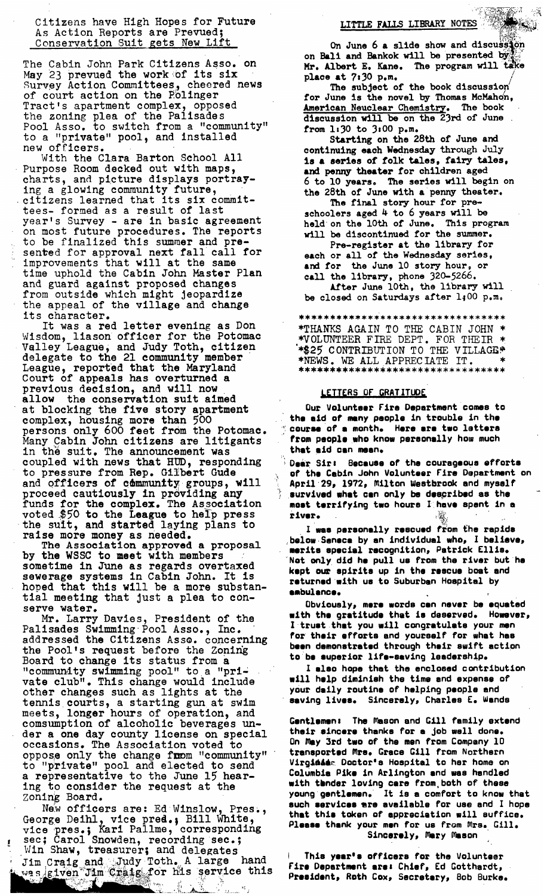## Citizens have High Hopes for Future As Action Reports are Prevued; Conservation Suit gets New Lift

The Cabin John Park Citizens Asso. on May 23 prevued the work of its six Survey Action Committees, cheered news of court action on the Polinger Tract's apartment complex, opposed the zoning plea of the Palisades Pool Asso. to switch from a "community" to a "private" pool, and installed new officers.

With the Clara Barton School All Purpose Room decked out with maps, charts, and picture displays portraying a glowing community future, citizens learned that its six committees- formed as a result of last year's Survey - are in basic agreement on most future procedures. The reports to be finalized this summer and presented for approval next fall call for improvements that will at the same time uphold the Cabin John Master Plan and guard against proposed changes from outside which might jeopardize the appeal of the village and change its character.

It was a red letter evening as Don Wisdom, liason officer for the Potomac Valley League, and Judy Toth, citizen delegate to the 21 community member League, reported that the Maryland Court of appeals has overturned a previous decision, and will now allow the conservation suit aimed at blocking the five story apartment complex, housing more than 500 persons only 600 feet from the Potomac. Many Cabin John citizens are litigants in the suit. The announcement was coupled with news that HUD, responding to pressure from Rep. Gilbert Gude and officers of community groups, will proceed cautiously in providing any funds for the complex. The Association voted $50 to the League to help press the suit, and started laying plans to raise more money as needed.

The Association approved a proposal by the WSSC to meet with members sometime in June as regards overtaxed sewerage systems in Cabin John. It is hoped that this will be a more substantial meeting that just a plea to conserve water.

Mr. Larry Davies, President of the Palisades Swimming Pool Asso., Inc. addressed the Citizens Asso. concerning the Pool's request before the Zoning Board to change its status from a "community swimming pool" to a "private club". This change would include other changes such as lights at the tennis courts, a starting gun at swim meets, longer hours of operation, and comsumption of alcoholic beverages under a one day county license on special occasions. The Association voted to oppose only the change from "community" to "private" pool and elected to send a representative to the June 15 hearing to consider the request at the Zoning Board.

New officers are: Ed Winslow, Pres., George Deihl, vice pres.; Bill White, vice pres.; Kari Pallme, corresponding sec; Carol Snowden, recording sec.; Win Shaw, treasurer; and delegates Jim Craig and Judy Toth. A large hand was given Jim Craig for his service this

## LITTLE FALLS LIBRARY NOTES

On June 6 a slide show and discussion on Bali and Bankok will be presented by Mr. Albert E. Kane. The program will take place at 7:30 p.m.

The subject of the book discussion for June is the novel by Thomas McMahon, American Neuclear Chemistry. The book discussion will be on the 23rd of June from 1:30 to 3:00 p.m.

Starting on the 28th of June and continuing each Wednesday through July is a series of folk tales, fairy tales, and penny theater for children aged 6 to 10 years. The series will begin on the 28th of June with a penny theater.

The final story hour for preschoolers aged 4 to 6 years will be held on the 10th of June. This program will be discontinued for the summer.

Pre-register at the library for each or all of the Wednesday series, and for the June 10 story hour, or call the library, phone 320-5266.

After June 10th, the library will be closed on Saturdays after 1:00 p.m.

*********************************
*THANKS AGAIN TO THE CABIN JOHN *
*VOLUNTEER FIRE DEPT. FOR THEIR *
*$25 CONTRIBUTION TO THE VILLAGE*
*NEWS. WE ALL APPRECIATE IT. *
*********************************

## LETTERS OF GRATITUDE

**Our Volunteer Fire Department comes to the aid of many people in trouble in the course of a month. Here are two letters from people who know personally how much that aid can mean.**

Dear Sir: Because of the courageous efforts of the Cabin John Volunteer Fire Department on April 29, 1972, Milton Westbrook and myself survived what can only be described as the most terrifying two hours I have spent in a river.

I was personally rescued from the rapids below Seneca by an individual who, I believe, merits special recognition, Patrick Ellis. Not only did he pull us from the river but he kept our spirits up in the rescue boat and returned with us to Suburban Hospital by ambulance.

Obviously, mere words can never be equated with the gratitude that is deserved. However, I trust that you will congratulate your men for their efforts and yourself for what has been demonstrated through their swift action to be superior life-saving leadership.

I also hope that the enclosed contribution will help diminish the time and expense of your daily routine of helping people and saving lives. Sincerely, Charles E. Wands

Gentlemen: The Mason and Gill family extend their sincere thanks for a job well done. On May 3rd two of the men from Company 10 transported Mrs. Grace Gill from Northern Virginia Doctor's Hospital to her home on Columbia Pike in Arlington and was handled with tender loving care from both of these young gentlemen. It is a comfort to know that such services are available for use and I hope that this token of appreciation will suffice. Please thank your men for us from Mrs. Gill.
Sincerely, Mary Mason

This year's officers for the Volunteer Fire Department are: Chief, Ed Gotthardt, President, Roth Cox, Secretary, Bob Burke.